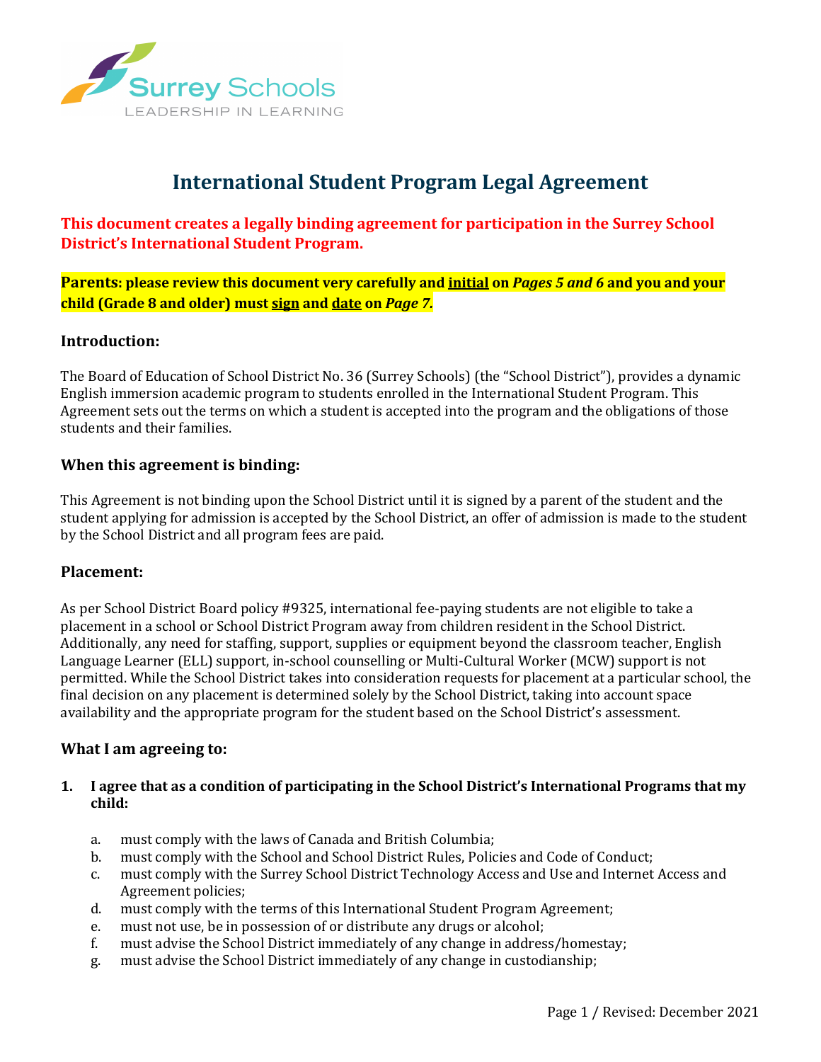# International Student Program Legal Agreement

**This document creates a legally binding agreement for participation in the Surrey School District's International Student Program.**

**Parents: please review this document very carefully and <u>initial</u> on *Pages 5 and 6* and you and your child (Grade 8 and older) must <u>sign</u> and <u>date</u> on *Page 7*.**

### Introduction:

The Board of Education of School District No. 36 (Surrey Schools) (the "School District"), provides a dynamic English immersion academic program to students enrolled in the International Student Program. This Agreement sets out the terms on which a student is accepted into the program and the obligations of those students and their families.

### When this agreement is binding:

This Agreement is not binding upon the School District until it is signed by a parent of the student and the student applying for admission is accepted by the School District, an offer of admission is made to the student by the School District and all program fees are paid.

### Placement:

As per School District Board policy #9325, international fee-paying students are not eligible to take a placement in a school or School District Program away from children resident in the School District. Additionally, any need for staffing, support, supplies or equipment beyond the classroom teacher, English Language Learner (ELL) support, in-school counselling or Multi-Cultural Worker (MCW) support is not permitted. While the School District takes into consideration requests for placement at a particular school, the final decision on any placement is determined solely by the School District, taking into account space availability and the appropriate program for the student based on the School District's assessment.

### What I am agreeing to:

1. **I agree that as a condition of participating in the School District's International Programs that my child:**

    a. must comply with the laws of Canada and British Columbia;
    b. must comply with the School and School District Rules, Policies and Code of Conduct;
    c. must comply with the Surrey School District Technology Access and Use and Internet Access and Agreement policies;
    d. must comply with the terms of this International Student Program Agreement;
    e. must not use, be in possession of or distribute any drugs or alcohol;
    f. must advise the School District immediately of any change in address/homestay;
    g. must advise the School District immediately of any change in custodianship;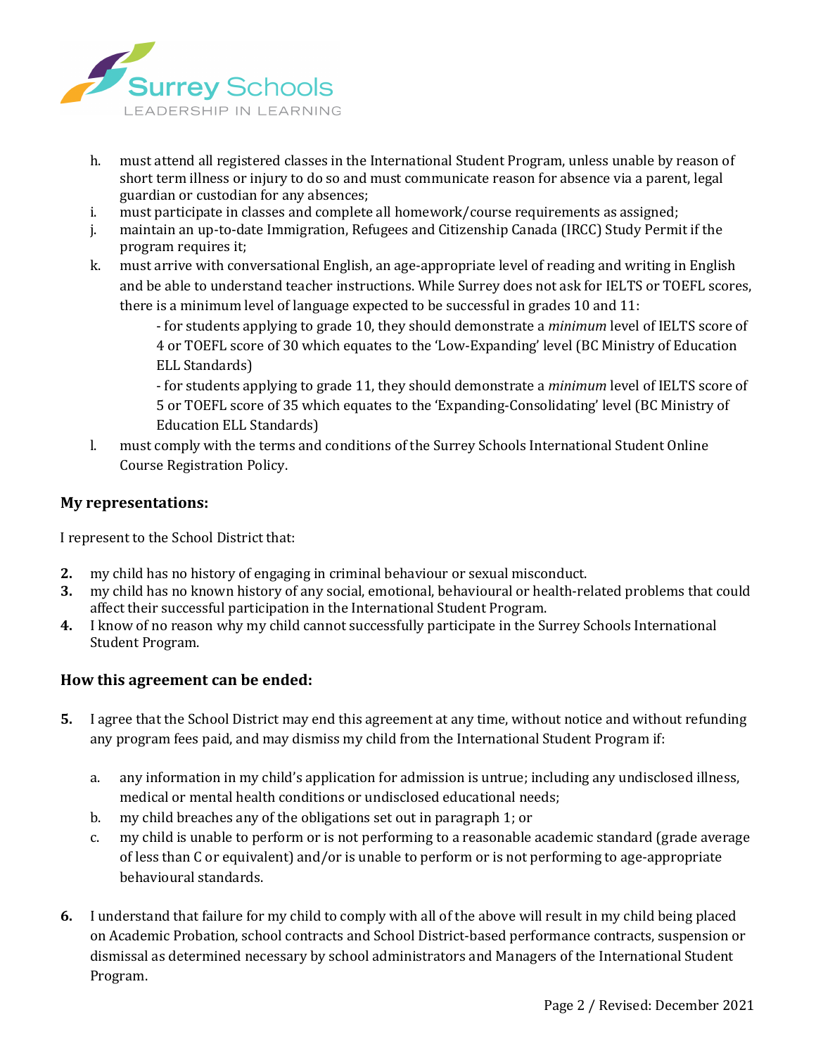h. must attend all registered classes in the International Student Program, unless unable by reason of short term illness or injury to do so and must communicate reason for absence via a parent, legal guardian or custodian for any absences;
i. must participate in classes and complete all homework/course requirements as assigned;
j. maintain an up-to-date Immigration, Refugees and Citizenship Canada (IRCC) Study Permit if the program requires it;
k. must arrive with conversational English, an age-appropriate level of reading and writing in English and be able to understand teacher instructions. While Surrey does not ask for IELTS or TOEFL scores, there is a minimum level of language expected to be successful in grades 10 and 11:

   - for students applying to grade 10, they should demonstrate a *minimum* level of IELTS score of 4 or TOEFL score of 30 which equates to the 'Low-Expanding' level (BC Ministry of Education ELL Standards)

   - for students applying to grade 11, they should demonstrate a *minimum* level of IELTS score of 5 or TOEFL score of 35 which equates to the 'Expanding-Consolidating' level (BC Ministry of Education ELL Standards)

l. must comply with the terms and conditions of the Surrey Schools International Student Online Course Registration Policy.

### My representations:

I represent to the School District that:

**2.** my child has no history of engaging in criminal behaviour or sexual misconduct.
**3.** my child has no known history of any social, emotional, behavioural or health-related problems that could affect their successful participation in the International Student Program.
**4.** I know of no reason why my child cannot successfully participate in the Surrey Schools International Student Program.

### How this agreement can be ended:

**5.** I agree that the School District may end this agreement at any time, without notice and without refunding any program fees paid, and may dismiss my child from the International Student Program if:

   a. any information in my child's application for admission is untrue; including any undisclosed illness, medical or mental health conditions or undisclosed educational needs;
   b. my child breaches any of the obligations set out in paragraph 1; or
   c. my child is unable to perform or is not performing to a reasonable academic standard (grade average of less than C or equivalent) and/or is unable to perform or is not performing to age-appropriate behavioural standards.

**6.** I understand that failure for my child to comply with all of the above will result in my child being placed on Academic Probation, school contracts and School District-based performance contracts, suspension or dismissal as determined necessary by school administrators and Managers of the International Student Program.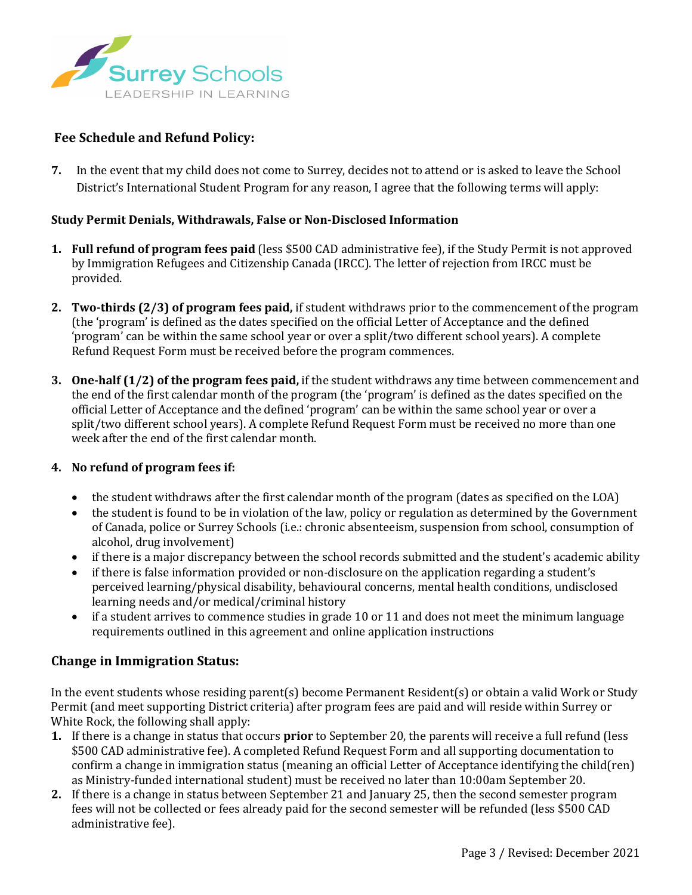## Fee Schedule and Refund Policy:

**7.** In the event that my child does not come to Surrey, decides not to attend or is asked to leave the School District's International Student Program for any reason, I agree that the following terms will apply:

### Study Permit Denials, Withdrawals, False or Non-Disclosed Information

1. **Full refund of program fees paid** (less $500 CAD administrative fee), if the Study Permit is not approved by Immigration Refugees and Citizenship Canada (IRCC). The letter of rejection from IRCC must be provided.

2. **Two-thirds (2/3) of program fees paid,** if student withdraws prior to the commencement of the program (the 'program' is defined as the dates specified on the official Letter of Acceptance and the defined 'program' can be within the same school year or over a split/two different school years). A complete Refund Request Form must be received before the program commences.

3. **One-half (1/2) of the program fees paid,** if the student withdraws any time between commencement and the end of the first calendar month of the program (the 'program' is defined as the dates specified on the official Letter of Acceptance and the defined 'program' can be within the same school year or over a split/two different school years). A complete Refund Request Form must be received no more than one week after the end of the first calendar month.

4. **No refund of program fees if:**

   - the student withdraws after the first calendar month of the program (dates as specified on the LOA)
   - the student is found to be in violation of the law, policy or regulation as determined by the Government of Canada, police or Surrey Schools (i.e.: chronic absenteeism, suspension from school, consumption of alcohol, drug involvement)
   - if there is a major discrepancy between the school records submitted and the student's academic ability
   - if there is false information provided or non-disclosure on the application regarding a student's perceived learning/physical disability, behavioural concerns, mental health conditions, undisclosed learning needs and/or medical/criminal history
   - if a student arrives to commence studies in grade 10 or 11 and does not meet the minimum language requirements outlined in this agreement and online application instructions

### Change in Immigration Status:

In the event students whose residing parent(s) become Permanent Resident(s) or obtain a valid Work or Study Permit (and meet supporting District criteria) after program fees are paid and will reside within Surrey or White Rock, the following shall apply:

1. If there is a change in status that occurs **prior** to September 20, the parents will receive a full refund (less $500 CAD administrative fee). A completed Refund Request Form and all supporting documentation to confirm a change in immigration status (meaning an official Letter of Acceptance identifying the child(ren) as Ministry-funded international student) must be received no later than 10:00am September 20.
2. If there is a change in status between September 21 and January 25, then the second semester program fees will not be collected or fees already paid for the second semester will be refunded (less $500 CAD administrative fee).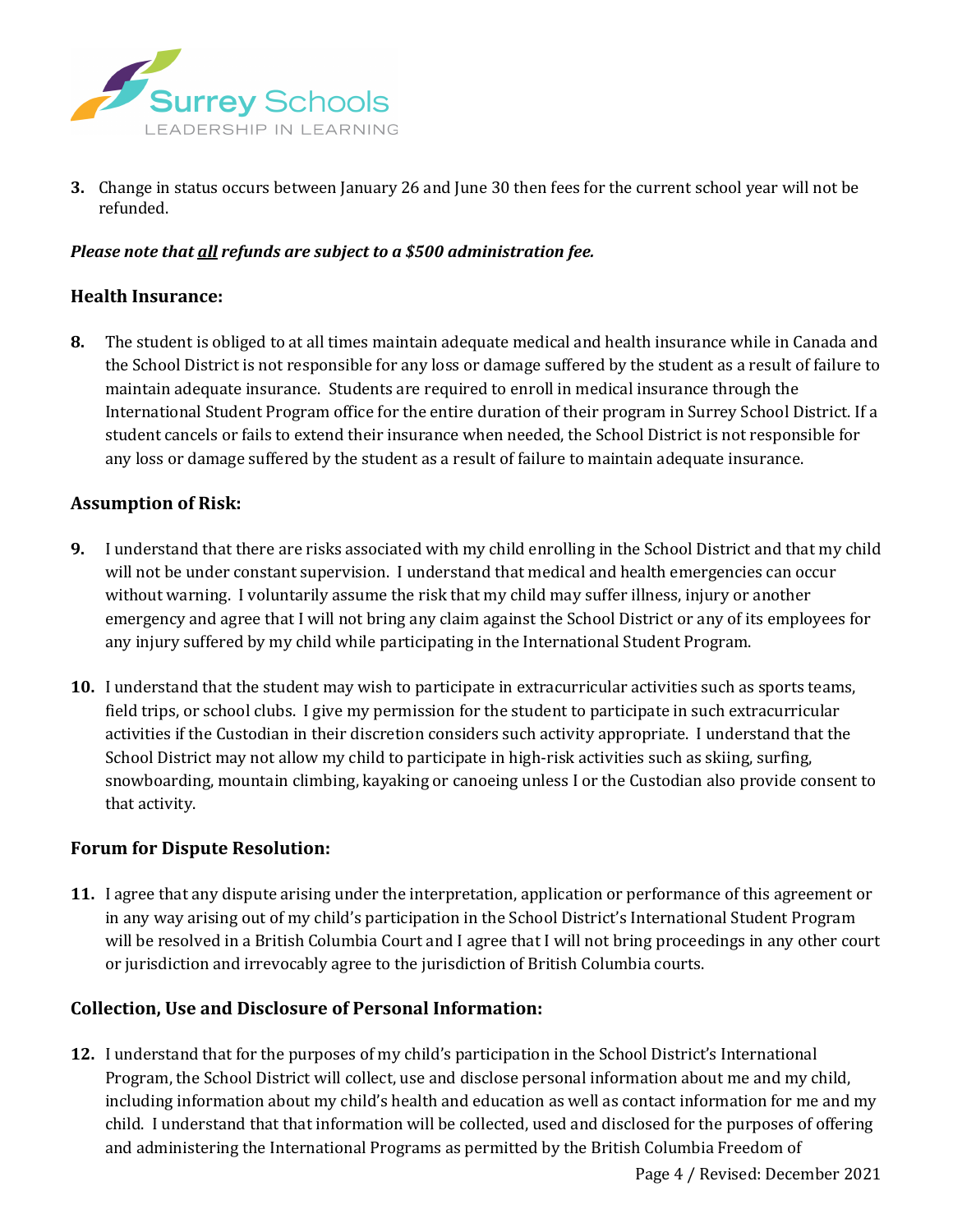3. Change in status occurs between January 26 and June 30 then fees for the current school year will not be refunded.

***Please note that <u>all</u> refunds are subject to a $500 administration fee.***

### Health Insurance:

8. The student is obliged to at all times maintain adequate medical and health insurance while in Canada and the School District is not responsible for any loss or damage suffered by the student as a result of failure to maintain adequate insurance. Students are required to enroll in medical insurance through the International Student Program office for the entire duration of their program in Surrey School District. If a student cancels or fails to extend their insurance when needed, the School District is not responsible for any loss or damage suffered by the student as a result of failure to maintain adequate insurance.

### Assumption of Risk:

9. I understand that there are risks associated with my child enrolling in the School District and that my child will not be under constant supervision. I understand that medical and health emergencies can occur without warning. I voluntarily assume the risk that my child may suffer illness, injury or another emergency and agree that I will not bring any claim against the School District or any of its employees for any injury suffered by my child while participating in the International Student Program.

10. I understand that the student may wish to participate in extracurricular activities such as sports teams, field trips, or school clubs. I give my permission for the student to participate in such extracurricular activities if the Custodian in their discretion considers such activity appropriate. I understand that the School District may not allow my child to participate in high-risk activities such as skiing, surfing, snowboarding, mountain climbing, kayaking or canoeing unless I or the Custodian also provide consent to that activity.

### Forum for Dispute Resolution:

11. I agree that any dispute arising under the interpretation, application or performance of this agreement or in any way arising out of my child's participation in the School District's International Student Program will be resolved in a British Columbia Court and I agree that I will not bring proceedings in any other court or jurisdiction and irrevocably agree to the jurisdiction of British Columbia courts.

### Collection, Use and Disclosure of Personal Information:

12. I understand that for the purposes of my child's participation in the School District's International Program, the School District will collect, use and disclose personal information about me and my child, including information about my child's health and education as well as contact information for me and my child. I understand that that information will be collected, used and disclosed for the purposes of offering and administering the International Programs as permitted by the British Columbia Freedom of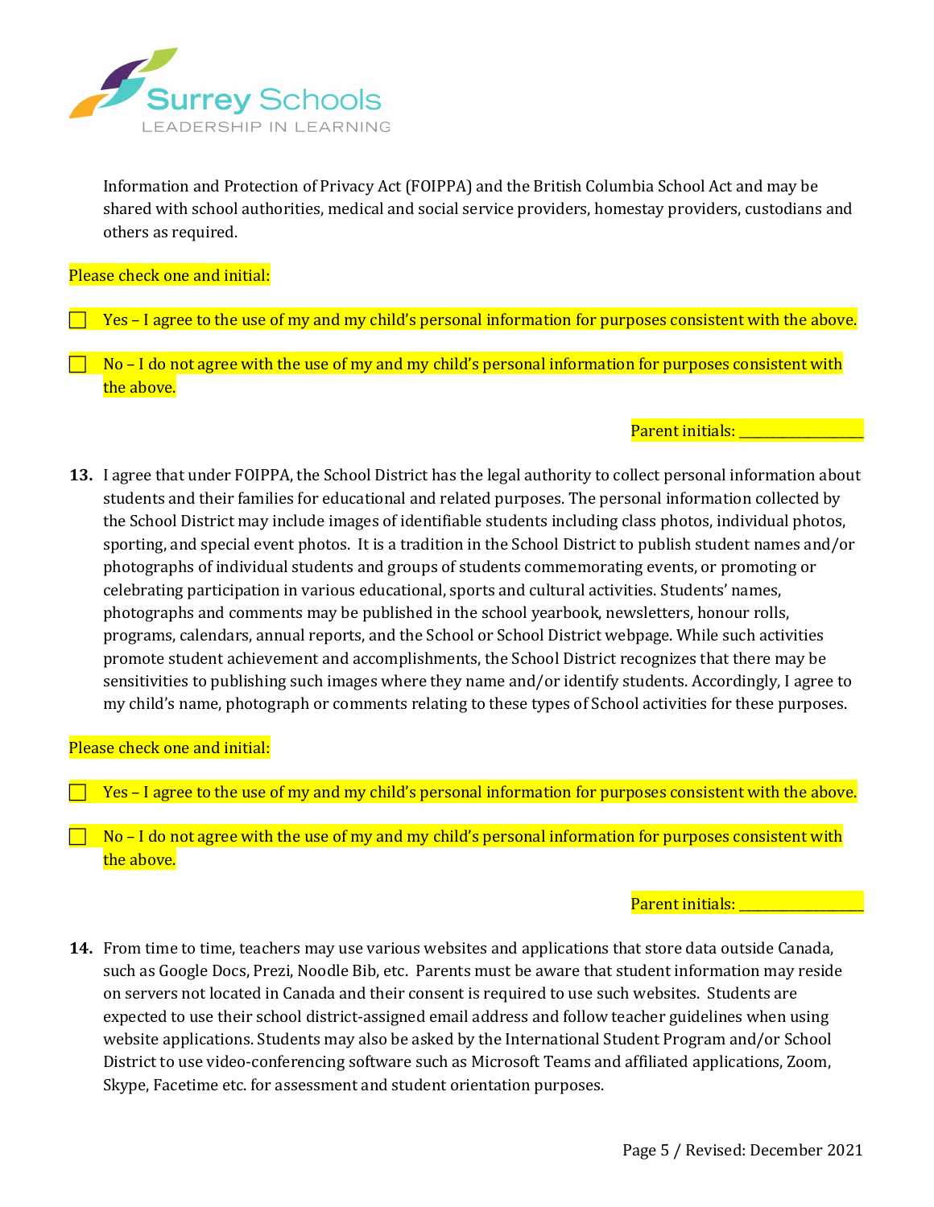Information and Protection of Privacy Act (FOIPPA) and the British Columbia School Act and may be shared with school authorities, medical and social service providers, homestay providers, custodians and others as required.

Please check one and initial:

☐ Yes – I agree to the use of my and my child's personal information for purposes consistent with the above.

☐ No – I do not agree with the use of my and my child's personal information for purposes consistent with the above.

Parent initials: ________________

**13.** I agree that under FOIPPA, the School District has the legal authority to collect personal information about students and their families for educational and related purposes. The personal information collected by the School District may include images of identifiable students including class photos, individual photos, sporting, and special event photos. It is a tradition in the School District to publish student names and/or photographs of individual students and groups of students commemorating events, or promoting or celebrating participation in various educational, sports and cultural activities. Students' names, photographs and comments may be published in the school yearbook, newsletters, honour rolls, programs, calendars, annual reports, and the School or School District webpage. While such activities promote student achievement and accomplishments, the School District recognizes that there may be sensitivities to publishing such images where they name and/or identify students. Accordingly, I agree to my child's name, photograph or comments relating to these types of School activities for these purposes.

Please check one and initial:

☐ Yes – I agree to the use of my and my child's personal information for purposes consistent with the above.

☐ No – I do not agree with the use of my and my child's personal information for purposes consistent with the above.

Parent initials: ________________

**14.** From time to time, teachers may use various websites and applications that store data outside Canada, such as Google Docs, Prezi, Noodle Bib, etc. Parents must be aware that student information may reside on servers not located in Canada and their consent is required to use such websites. Students are expected to use their school district-assigned email address and follow teacher guidelines when using website applications. Students may also be asked by the International Student Program and/or School District to use video-conferencing software such as Microsoft Teams and affiliated applications, Zoom, Skype, Facetime etc. for assessment and student orientation purposes.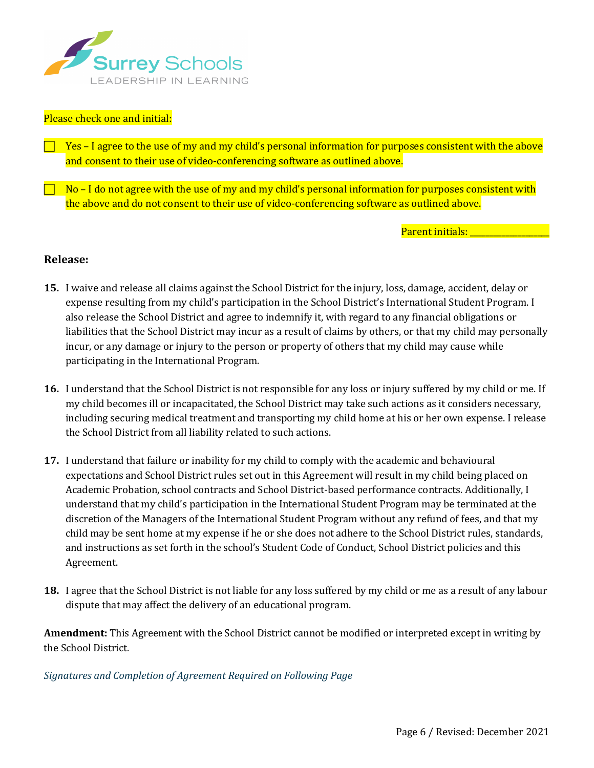Please check one and initial:

☐ Yes – I agree to the use of my and my child's personal information for purposes consistent with the above and consent to their use of video-conferencing software as outlined above.

☐ No – I do not agree with the use of my and my child's personal information for purposes consistent with the above and do not consent to their use of video-conferencing software as outlined above.

Parent initials: ________________

**Release:**

**15.** I waive and release all claims against the School District for the injury, loss, damage, accident, delay or expense resulting from my child's participation in the School District's International Student Program. I also release the School District and agree to indemnify it, with regard to any financial obligations or liabilities that the School District may incur as a result of claims by others, or that my child may personally incur, or any damage or injury to the person or property of others that my child may cause while participating in the International Program.

**16.** I understand that the School District is not responsible for any loss or injury suffered by my child or me. If my child becomes ill or incapacitated, the School District may take such actions as it considers necessary, including securing medical treatment and transporting my child home at his or her own expense. I release the School District from all liability related to such actions.

**17.** I understand that failure or inability for my child to comply with the academic and behavioural expectations and School District rules set out in this Agreement will result in my child being placed on Academic Probation, school contracts and School District-based performance contracts. Additionally, I understand that my child's participation in the International Student Program may be terminated at the discretion of the Managers of the International Student Program without any refund of fees, and that my child may be sent home at my expense if he or she does not adhere to the School District rules, standards, and instructions as set forth in the school's Student Code of Conduct, School District policies and this Agreement.

**18.** I agree that the School District is not liable for any loss suffered by my child or me as a result of any labour dispute that may affect the delivery of an educational program.

**Amendment:** This Agreement with the School District cannot be modified or interpreted except in writing by the School District.

*Signatures and Completion of Agreement Required on Following Page*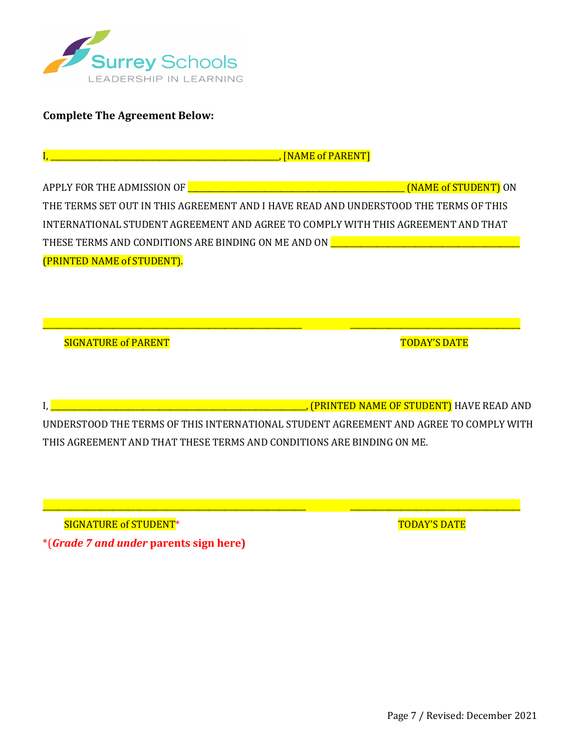**Complete The Agreement Below:**

I, \_\_\_\_\_\_\_\_\_\_\_\_\_\_\_\_\_\_\_\_\_\_\_\_\_\_\_\_\_\_\_\_\_\_\_\_\_\_\_\_\_\_\_\_\_\_\_\_\_\_\_\_\_\_\_\_\_\_\_\_, [NAME of PARENT]

APPLY FOR THE ADMISSION OF \_\_\_\_\_\_\_\_\_\_\_\_\_\_\_\_\_\_\_\_\_\_\_\_\_\_\_\_\_\_\_\_\_\_\_\_\_\_\_\_\_\_\_\_\_\_\_\_\_\_\_\_\_\_\_ (NAME of STUDENT) ON THE TERMS SET OUT IN THIS AGREEMENT AND I HAVE READ AND UNDERSTOOD THE TERMS OF THIS INTERNATIONAL STUDENT AGREEMENT AND AGREE TO COMPLY WITH THIS AGREEMENT AND THAT THESE TERMS AND CONDITIONS ARE BINDING ON ME AND ON \_\_\_\_\_\_\_\_\_\_\_\_\_\_\_\_\_\_\_\_\_\_\_\_\_\_\_\_\_\_\_\_\_\_\_\_\_\_\_\_\_\_\_\_\_\_ (PRINTED NAME of STUDENT).

\_\_\_\_\_\_\_\_\_\_\_\_\_\_\_\_\_\_\_\_\_\_\_\_\_\_\_\_\_\_\_\_\_\_\_\_\_\_\_\_\_\_\_\_\_\_\_\_\_\_\_\_\_\_\_\_\_\_\_\_ \_\_\_\_\_\_\_\_\_\_\_\_\_\_\_\_\_\_\_\_\_\_\_\_\_\_\_\_\_\_\_\_\_\_\_\_\_\_\_\_\_\_

SIGNATURE of PARENT TODAY'S DATE

I, \_\_\_\_\_\_\_\_\_\_\_\_\_\_\_\_\_\_\_\_\_\_\_\_\_\_\_\_\_\_\_\_\_\_\_\_\_\_\_\_\_\_\_\_\_\_\_\_\_\_\_\_\_\_\_\_\_\_\_\_\_\_, (PRINTED NAME OF STUDENT) HAVE READ AND UNDERSTOOD THE TERMS OF THIS INTERNATIONAL STUDENT AGREEMENT AND AGREE TO COMPLY WITH THIS AGREEMENT AND THAT THESE TERMS AND CONDITIONS ARE BINDING ON ME.

\_\_\_\_\_\_\_\_\_\_\_\_\_\_\_\_\_\_\_\_\_\_\_\_\_\_\_\_\_\_\_\_\_\_\_\_\_\_\_\_\_\_\_\_\_\_\_\_\_\_\_\_\_\_\_\_\_\_\_\_ \_\_\_\_\_\_\_\_\_\_\_\_\_\_\_\_\_\_\_\_\_\_\_\_\_\_\_\_\_\_\_\_\_\_\_\_\_\_\_\_\_\_

SIGNATURE of STUDENT* TODAY'S DATE

*(***Grade 7 and under*** **parents sign here)**

Revised: December 2021